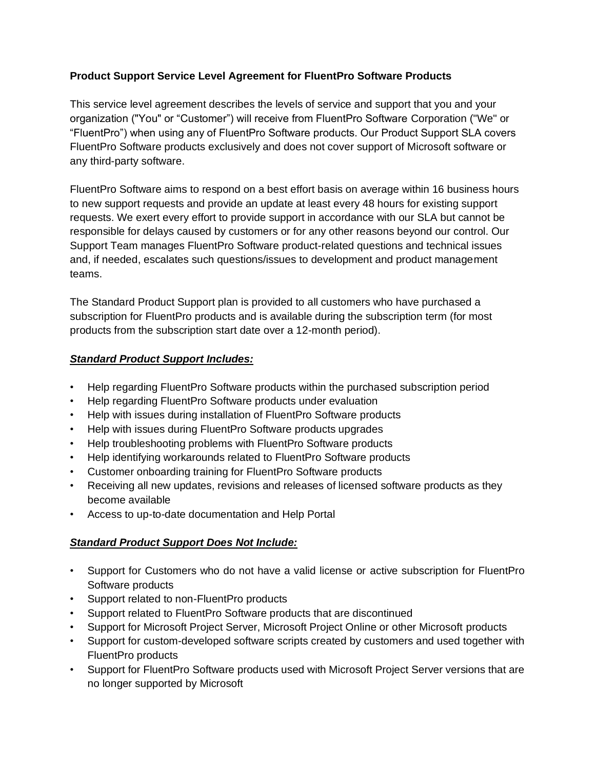**Product Support Service Level Agreement for FluentPro Software Products**

This service level agreement describes the levels of service and support that you and your organization ("You" or "Customer") will receive from FluentPro Software Corporation ("We" or "FluentPro") when using any of FluentPro Software products. Our Product Support SLA covers FluentPro Software products exclusively and does not cover support of Microsoft software or any third-party software.

FluentPro Software aims to respond on a best effort basis on average within 16 business hours to new support requests and provide an update at least every 48 hours for existing support requests. We exert every effort to provide support in accordance with our SLA but cannot be responsible for delays caused by customers or for any other reasons beyond our control. Our Support Team manages FluentPro Software product-related questions and technical issues and, if needed, escalates such questions/issues to development and product management teams.

The Standard Product Support plan is provided to all customers who have purchased a subscription for FluentPro products and is available during the subscription term (for most products from the subscription start date over a 12-month period).

***Standard Product Support Includes:***

- Help regarding FluentPro Software products within the purchased subscription period
- Help regarding FluentPro Software products under evaluation
- Help with issues during installation of FluentPro Software products
- Help with issues during FluentPro Software products upgrades
- Help troubleshooting problems with FluentPro Software products
- Help identifying workarounds related to FluentPro Software products
- Customer onboarding training for FluentPro Software products
- Receiving all new updates, revisions and releases of licensed software products as they become available
- Access to up-to-date documentation and Help Portal

***Standard Product Support Does Not Include:***

- Support for Customers who do not have a valid license or active subscription for FluentPro Software products
- Support related to non-FluentPro products
- Support related to FluentPro Software products that are discontinued
- Support for Microsoft Project Server, Microsoft Project Online or other Microsoft products
- Support for custom-developed software scripts created by customers and used together with FluentPro products
- Support for FluentPro Software products used with Microsoft Project Server versions that are no longer supported by Microsoft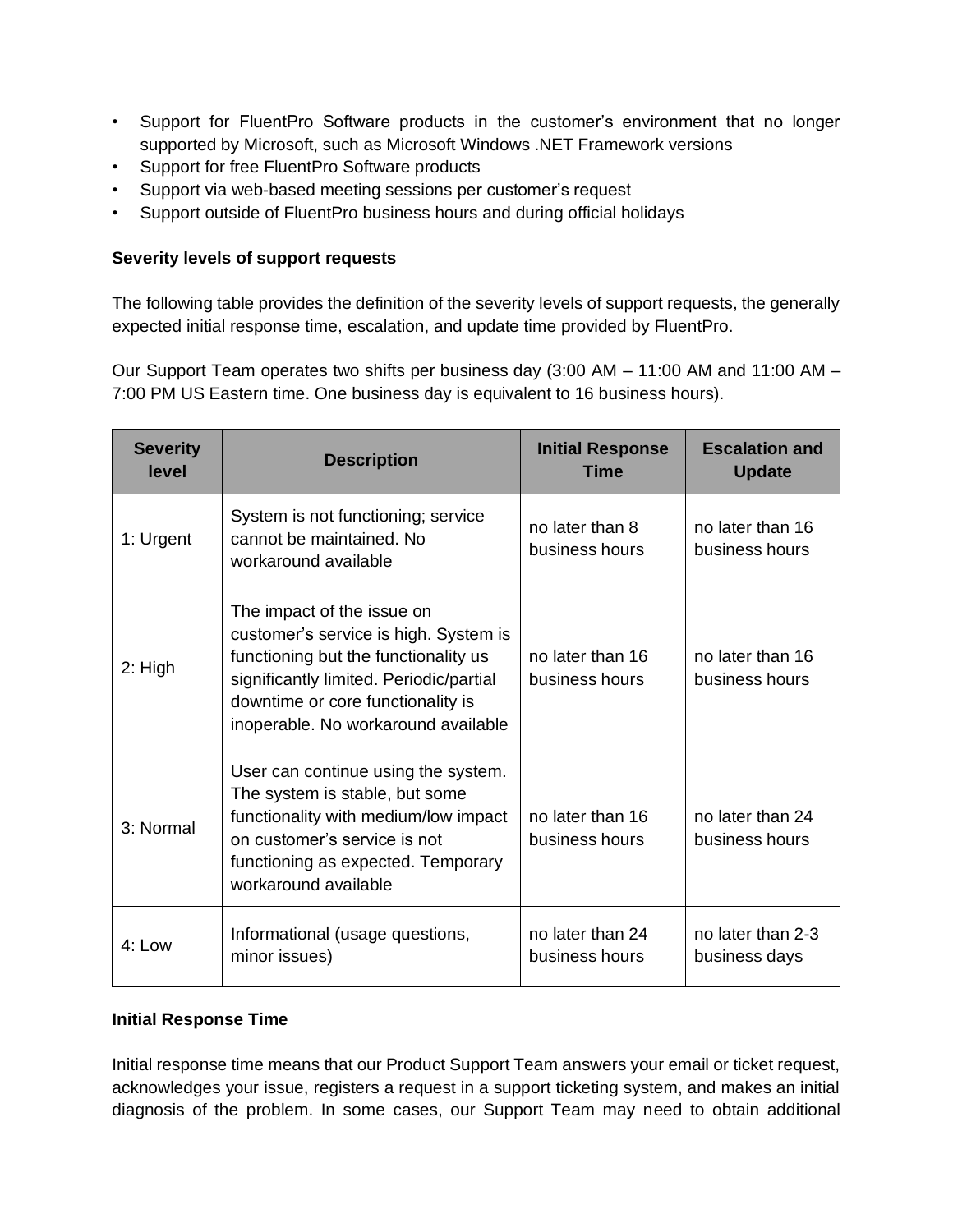- Support for FluentPro Software products in the customer's environment that no longer supported by Microsoft, such as Microsoft Windows .NET Framework versions
- Support for free FluentPro Software products
- Support via web-based meeting sessions per customer's request
- Support outside of FluentPro business hours and during official holidays

**Severity levels of support requests**

The following table provides the definition of the severity levels of support requests, the generally expected initial response time, escalation, and update time provided by FluentPro.

Our Support Team operates two shifts per business day (3:00 AM – 11:00 AM and 11:00 AM – 7:00 PM US Eastern time. One business day is equivalent to 16 business hours).

| Severity level | Description | Initial Response Time | Escalation and Update |
|---|---|---|---|
| 1: Urgent | System is not functioning; service cannot be maintained. No workaround available | no later than 8 business hours | no later than 16 business hours |
| 2: High | The impact of the issue on customer's service is high. System is functioning but the functionality us significantly limited. Periodic/partial downtime or core functionality is inoperable. No workaround available | no later than 16 business hours | no later than 16 business hours |
| 3: Normal | User can continue using the system. The system is stable, but some functionality with medium/low impact on customer's service is not functioning as expected. Temporary workaround available | no later than 16 business hours | no later than 24 business hours |
| 4: Low | Informational (usage questions, minor issues) | no later than 24 business hours | no later than 2-3 business days |

**Initial Response Time**

Initial response time means that our Product Support Team answers your email or ticket request, acknowledges your issue, registers a request in a support ticketing system, and makes an initial diagnosis of the problem. In some cases, our Support Team may need to obtain additional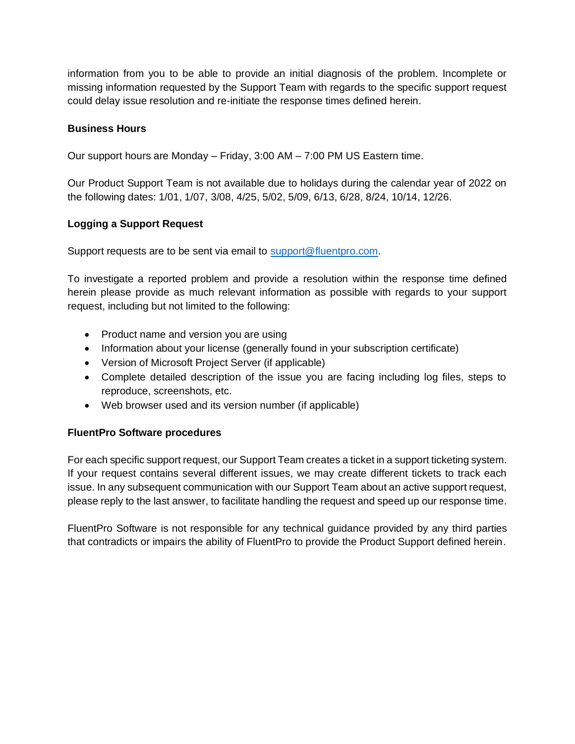information from you to be able to provide an initial diagnosis of the problem. Incomplete or missing information requested by the Support Team with regards to the specific support request could delay issue resolution and re-initiate the response times defined herein.

**Business Hours**

Our support hours are Monday – Friday, 3:00 AM – 7:00 PM US Eastern time.

Our Product Support Team is not available due to holidays during the calendar year of 2022 on the following dates: 1/01, 1/07, 3/08, 4/25, 5/02, 5/09, 6/13, 6/28, 8/24, 10/14, 12/26.

**Logging a Support Request**

Support requests are to be sent via email to support@fluentpro.com.

To investigate a reported problem and provide a resolution within the response time defined herein please provide as much relevant information as possible with regards to your support request, including but not limited to the following:

- Product name and version you are using
- Information about your license (generally found in your subscription certificate)
- Version of Microsoft Project Server (if applicable)
- Complete detailed description of the issue you are facing including log files, steps to reproduce, screenshots, etc.
- Web browser used and its version number (if applicable)

**FluentPro Software procedures**

For each specific support request, our Support Team creates a ticket in a support ticketing system. If your request contains several different issues, we may create different tickets to track each issue. In any subsequent communication with our Support Team about an active support request, please reply to the last answer, to facilitate handling the request and speed up our response time.

FluentPro Software is not responsible for any technical guidance provided by any third parties that contradicts or impairs the ability of FluentPro to provide the Product Support defined herein.